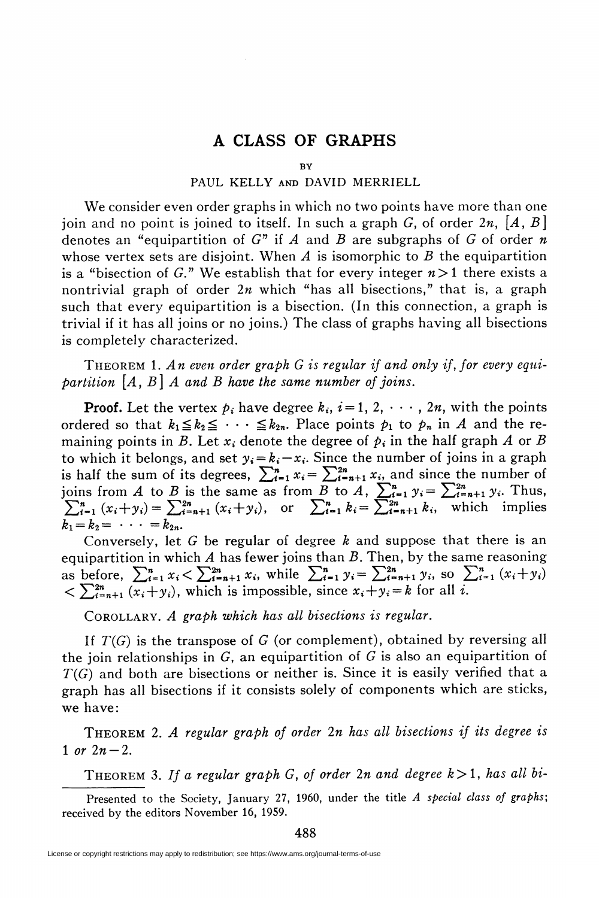# A CLASS OF GRAPHS

BY

PAUL KELLY AND DAVID MERRIELL

We consider even order graphs in which no two points have more than one join and no point is joined to itself. In such a graph $G$, of order $2n$, $[A, B]$ denotes an "equipartition of $G$" if $A$ and $B$ are subgraphs of $G$ of order $n$ whose vertex sets are disjoint. When $A$ is isomorphic to $B$ the equipartition is a "bisection of $G$." We establish that for every integer $n > 1$ there exists a nontrivial graph of order $2n$ which "has all bisections," that is, a graph such that every equipartition is a bisection. (In this connection, a graph is trivial if it has all joins or no joins.) The class of graphs having all bisections is completely characterized.

THEOREM 1. *An even order graph $G$ is regular if and only if, for every equipartition $[A, B]$ $A$ and $B$ have the same number of joins.*

**Proof.** Let the vertex $p_i$ have degree $k_i$, $i = 1, 2, \cdots, 2n$, with the points ordered so that $k_1 \leqq k_2 \leqq \cdots \leqq k_{2n}$. Place points $p_1$ to $p_n$ in $A$ and the remaining points in $B$. Let $x_i$ denote the degree of $p_i$ in the half graph $A$ or $B$ to which it belongs, and set $y_i = k_i - x_i$. Since the number of joins in a graph is half the sum of its degrees, $\sum_{i=1}^{n} x_i = \sum_{i=n+1}^{2n} x_i$, and since the number of joins from $A$ to $B$ is the same as from $B$ to $A$, $\sum_{i=1}^{n} y_i = \sum_{i=n+1}^{2n} y_i$. Thus, $\sum_{i=1}^{n} (x_i + y_i) = \sum_{i=n+1}^{2n} (x_i + y_i)$, or $\sum_{i=1}^{n} k_i = \sum_{i=n+1}^{2n} k_i$, which implies $k_1 = k_2 = \cdots = k_{2n}$.

Conversely, let $G$ be regular of degree $k$ and suppose that there is an equipartition in which $A$ has fewer joins than $B$. Then, by the same reasoning as before, $\sum_{i=1}^{n} x_i < \sum_{i=n+1}^{2n} x_i$, while $\sum_{i=1}^{n} y_i = \sum_{i=n+1}^{2n} y_i$, so $\sum_{i=1}^{n} (x_i + y_i) < \sum_{i=n+1}^{2n} (x_i + y_i)$, which is impossible, since $x_i + y_i = k$ for all $i$.

COROLLARY. *A graph which has all bisections is regular.*

If $T(G)$ is the transpose of $G$ (or complement), obtained by reversing all the join relationships in $G$, an equipartition of $G$ is also an equipartition of $T(G)$ and both are bisections or neither is. Since it is easily verified that a graph has all bisections if it consists solely of components which are sticks, we have:

THEOREM 2. *A regular graph of order $2n$ has all bisections if its degree is 1 or $2n - 2$.*

THEOREM 3. *If a regular graph $G$, of order $2n$ and degree $k > 1$, has all bi-*

Presented to the Society, January 27, 1960, under the title *A special class of graphs*; received by the editors November 16, 1959.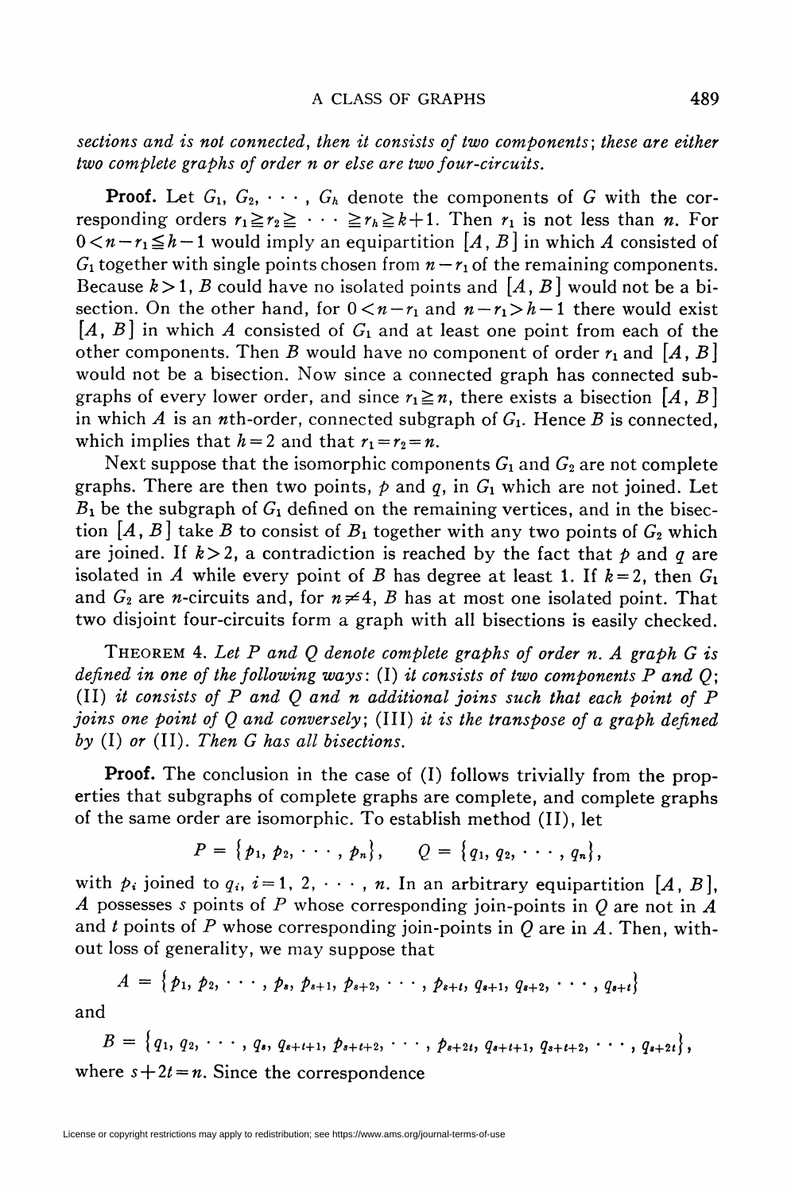*sections and is not connected, then it consists of two components; these are either two complete graphs of order n or else are two four-circuits.*

**Proof.** Let $G_1, G_2, \cdots, G_h$ denote the components of $G$ with the corresponding orders $r_1 \geqq r_2 \geqq \cdots \geqq r_h \geqq k+1$. Then $r_1$ is not less than $n$. For $0 < n - r_1 \leqq h-1$ would imply an equipartition $[A, B]$ in which $A$ consisted of $G_1$ together with single points chosen from $n - r_1$ of the remaining components. Because $k > 1$, $B$ could have no isolated points and $[A, B]$ would not be a bisection. On the other hand, for $0 < n - r_1$ and $n - r_1 > h-1$ there would exist $[A, B]$ in which $A$ consisted of $G_1$ and at least one point from each of the other components. Then $B$ would have no component of order $r_1$ and $[A, B]$ would not be a bisection. Now since a connected graph has connected subgraphs of every lower order, and since $r_1 \geqq n$, there exists a bisection $[A, B]$ in which $A$ is an $n$th-order, connected subgraph of $G_1$. Hence $B$ is connected, which implies that $h = 2$ and that $r_1 = r_2 = n$.

Next suppose that the isomorphic components $G_1$ and $G_2$ are not complete graphs. There are then two points, $p$ and $q$, in $G_1$ which are not joined. Let $B_1$ be the subgraph of $G_1$ defined on the remaining vertices, and in the bisection $[A, B]$ take $B$ to consist of $B_1$ together with any two points of $G_2$ which are joined. If $k > 2$, a contradiction is reached by the fact that $p$ and $q$ are isolated in $A$ while every point of $B$ has degree at least 1. If $k = 2$, then $G_1$ and $G_2$ are $n$-circuits and, for $n \neq 4$, $B$ has at most one isolated point. That two disjoint four-circuits form a graph with all bisections is easily checked.

THEOREM 4. *Let $P$ and $Q$ denote complete graphs of order $n$. A graph $G$ is defined in one of the following ways: (I) it consists of two components $P$ and $Q$; (II) it consists of $P$ and $Q$ and $n$ additional joins such that each point of $P$ joins one point of $Q$ and conversely; (III) it is the transpose of a graph defined by (I) or (II). Then $G$ has all bisections.*

**Proof.** The conclusion in the case of (I) follows trivially from the properties that subgraphs of complete graphs are complete, and complete graphs of the same order are isomorphic. To establish method (II), let

$$P = \{p_1, p_2, \cdots, p_n\}, \qquad Q = \{q_1, q_2, \cdots, q_n\},$$

with $p_i$ joined to $q_i$, $i = 1, 2, \cdots, n$. In an arbitrary equipartition $[A, B]$, $A$ possesses $s$ points of $P$ whose corresponding join-points in $Q$ are not in $A$ and $t$ points of $P$ whose corresponding join-points in $Q$ are in $A$. Then, without loss of generality, we may suppose that

$$A = \{p_1, p_2, \cdots, p_s, p_{s+1}, p_{s+2}, \cdots, p_{s+t}, q_{s+1}, q_{s+2}, \cdots, q_{s+t}\}$$

and

$$B = \{q_1, q_2, \cdots, q_s, q_{s+t+1}, p_{s+t+2}, \cdots, p_{s+2t}, q_{s+t+1}, q_{s+t+2}, \cdots, q_{s+2t}\},$$

where $s + 2t = n$. Since the correspondence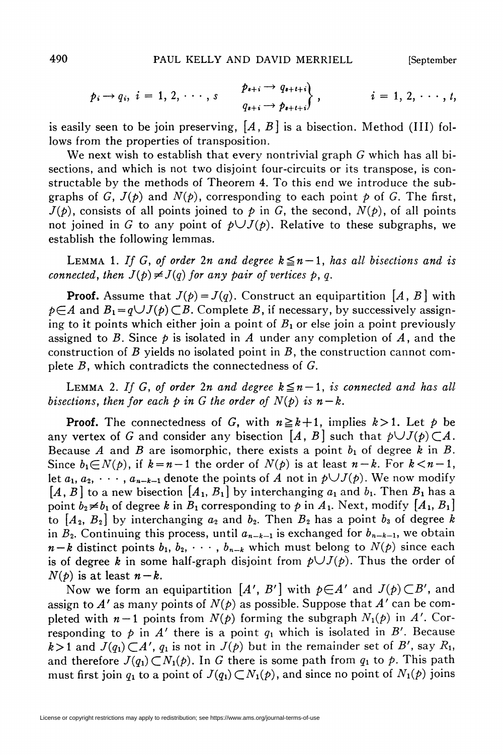$$p_i \to q_i,\ i = 1, 2, \cdots, s \qquad \left.\begin{matrix} p_{s+i} \to q_{s+t+i} \\ q_{s+i} \to p_{s+t+i} \end{matrix}\right\}, \qquad i = 1, 2, \cdots, t,$$

is easily seen to be join preserving, $[A, B]$ is a bisection. Method (III) follows from the properties of transposition.

We next wish to establish that every nontrivial graph $G$ which has all bisections, and which is not two disjoint four-circuits or its transpose, is constructable by the methods of Theorem 4. To this end we introduce the subgraphs of $G$, $J(p)$ and $N(p)$, corresponding to each point $p$ of $G$. The first, $J(p)$, consists of all points joined to $p$ in $G$, the second, $N(p)$, of all points not joined in $G$ to any point of $p \cup J(p)$. Relative to these subgraphs, we establish the following lemmas.

LEMMA 1. *If $G$, of order $2n$ and degree $k \leqq n-1$, has all bisections and is connected, then $J(p) \neq J(q)$ for any pair of vertices $p$, $q$.*

**Proof.** Assume that $J(p) = J(q)$. Construct an equipartition $[A, B]$ with $p \in A$ and $B_1 = q \cup J(p) \subset B$. Complete $B$, if necessary, by successively assigning to it points which either join a point of $B_1$ or else join a point previously assigned to $B$. Since $p$ is isolated in $A$ under any completion of $A$, and the construction of $B$ yields no isolated point in $B$, the construction cannot complete $B$, which contradicts the connectedness of $G$.

LEMMA 2. *If $G$, of order $2n$ and degree $k \leqq n-1$, is connected and has all bisections, then for each $p$ in $G$ the order of $N(p)$ is $n-k$.*

**Proof.** The connectedness of $G$, with $n \geqq k+1$, implies $k > 1$. Let $p$ be any vertex of $G$ and consider any bisection $[A, B]$ such that $p \cup J(p) \subset A$. Because $A$ and $B$ are isomorphic, there exists a point $b_1$ of degree $k$ in $B$. Since $b_1 \in N(p)$, if $k = n-1$ the order of $N(p)$ is at least $n-k$. For $k < n-1$, let $a_1, a_2, \cdots, a_{n-k-1}$ denote the points of $A$ not in $p \cup J(p)$. We now modify $[A, B]$ to a new bisection $[A_1, B_1]$ by interchanging $a_1$ and $b_1$. Then $B_1$ has a point $b_2 \neq b_1$ of degree $k$ in $B_1$ corresponding to $p$ in $A_1$. Next, modify $[A_1, B_1]$ to $[A_2, B_2]$ by interchanging $a_2$ and $b_2$. Then $B_2$ has a point $b_3$ of degree $k$ in $B_2$. Continuing this process, until $a_{n-k-1}$ is exchanged for $b_{n-k-1}$, we obtain $n-k$ distinct points $b_1, b_2, \cdots, b_{n-k}$ which must belong to $N(p)$ since each is of degree $k$ in some half-graph disjoint from $p \cup J(p)$. Thus the order of $N(p)$ is at least $n-k$.

Now we form an equipartition $[A', B']$ with $p \in A'$ and $J(p) \subset B'$, and assign to $A'$ as many points of $N(p)$ as possible. Suppose that $A'$ can be completed with $n-1$ points from $N(p)$ forming the subgraph $N_1(p)$ in $A'$. Corresponding to $p$ in $A'$ there is a point $q_1$ which is isolated in $B'$. Because $k > 1$ and $J(q_1) \subset A'$, $q_1$ is not in $J(p)$ but in the remainder set of $B'$, say $R_1$, and therefore $J(q_1) \subset N_1(p)$. In $G$ there is some path from $q_1$ to $p$. This path must first join $q_1$ to a point of $J(q_1) \subset N_1(p)$, and since no point of $N_1(p)$ joins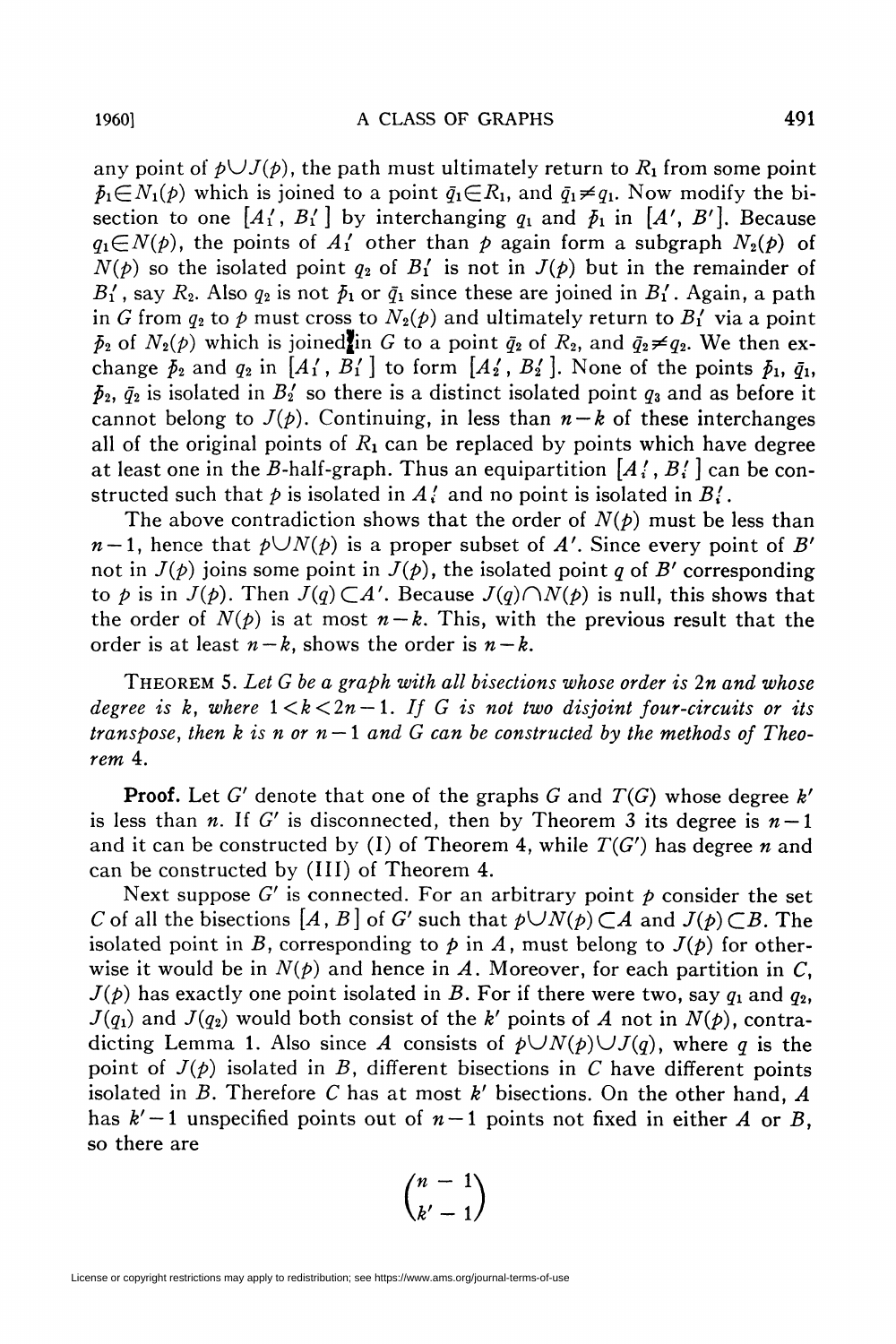any point of $p \cup J(p)$, the path must ultimately return to $R_1$ from some point $\bar{p}_1 \in N_1(p)$ which is joined to a point $\bar{q}_1 \in R_1$, and $\bar{q}_1 \neq q_1$. Now modify the bisection to one $[A_1', B_1']$ by interchanging $q_1$ and $\bar{p}_1$ in $[A', B']$. Because $q_1 \in N(p)$, the points of $A_1'$ other than $p$ again form a subgraph $N_2(p)$ of $N(p)$ so the isolated point $q_2$ of $B_1'$ is not in $J(p)$ but in the remainder of $B_1'$, say $R_2$. Also $q_2$ is not $\bar{p}_1$ or $\bar{q}_1$ since these are joined in $B_1'$. Again, a path in $G$ from $q_2$ to $p$ must cross to $N_2(p)$ and ultimately return to $B_1'$ via a point $\bar{p}_2$ of $N_2(p)$ which is joined in $G$ to a point $\bar{q}_2$ of $R_2$, and $\bar{q}_2 \neq q_2$. We then exchange $\bar{p}_2$ and $q_2$ in $[A_1', B_1']$ to form $[A_2', B_2']$. None of the points $\bar{p}_1$, $\bar{q}_1$, $\bar{p}_2$, $\bar{q}_2$ is isolated in $B_2'$ so there is a distinct isolated point $q_3$ and as before it cannot belong to $J(p)$. Continuing, in less than $n-k$ of these interchanges all of the original points of $R_1$ can be replaced by points which have degree at least one in the $B$-half-graph. Thus an equipartition $[A_i', B_i']$ can be constructed such that $p$ is isolated in $A_i'$ and no point is isolated in $B_i'$.

The above contradiction shows that the order of $N(p)$ must be less than $n-1$, hence that $p \cup N(p)$ is a proper subset of $A'$. Since every point of $B'$ not in $J(p)$ joins some point in $J(p)$, the isolated point $q$ of $B'$ corresponding to $p$ is in $J(p)$. Then $J(q) \subset A'$. Because $J(q) \cap N(p)$ is null, this shows that the order of $N(p)$ is at most $n-k$. This, with the previous result that the order is at least $n-k$, shows the order is $n-k$.

THEOREM 5. *Let $G$ be a graph with all bisections whose order is $2n$ and whose degree is $k$, where $1 < k < 2n-1$. If $G$ is not two disjoint four-circuits or its transpose, then $k$ is $n$ or $n-1$ and $G$ can be constructed by the methods of Theorem 4.*

**Proof.** Let $G'$ denote that one of the graphs $G$ and $T(G)$ whose degree $k'$ is less than $n$. If $G'$ is disconnected, then by Theorem 3 its degree is $n-1$ and it can be constructed by (I) of Theorem 4, while $T(G')$ has degree $n$ and can be constructed by (III) of Theorem 4.

Next suppose $G'$ is connected. For an arbitrary point $p$ consider the set $C$ of all the bisections $[A, B]$ of $G'$ such that $p \cup N(p) \subset A$ and $J(p) \subset B$. The isolated point in $B$, corresponding to $p$ in $A$, must belong to $J(p)$ for otherwise it would be in $N(p)$ and hence in $A$. Moreover, for each partition in $C$, $J(p)$ has exactly one point isolated in $B$. For if there were two, say $q_1$ and $q_2$, $J(q_1)$ and $J(q_2)$ would both consist of the $k'$ points of $A$ not in $N(p)$, contradicting Lemma 1. Also since $A$ consists of $p \cup N(p) \cup J(q)$, where $q$ is the point of $J(p)$ isolated in $B$, different bisections in $C$ have different points isolated in $B$. Therefore $C$ has at most $k'$ bisections. On the other hand, $A$ has $k'-1$ unspecified points out of $n-1$ points not fixed in either $A$ or $B$, so there are

$$\binom{n-1}{k'-1}$$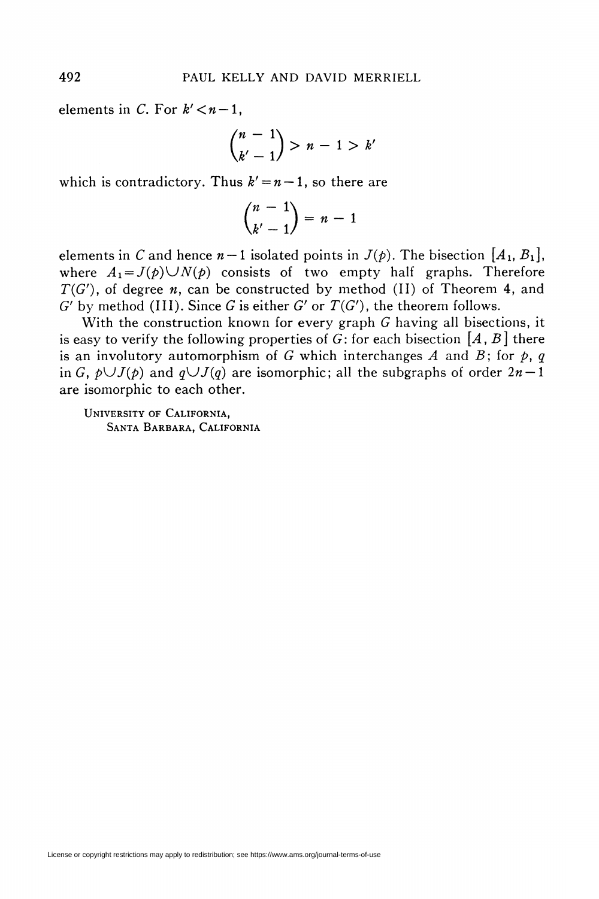elements in $C$. For $k' < n-1$,

$$\binom{n-1}{k'-1} > n - 1 > k'$$

which is contradictory. Thus $k' = n-1$, so there are

$$\binom{n-1}{k'-1} = n - 1$$

elements in $C$ and hence $n-1$ isolated points in $J(p)$. The bisection $[A_1, B_1]$, where $A_1 = J(p) \cup N(p)$ consists of two empty half graphs. Therefore $T(G')$, of degree $n$, can be constructed by method (II) of Theorem 4, and $G'$ by method (III). Since $G$ is either $G'$ or $T(G')$, the theorem follows.

With the construction known for every graph $G$ having all bisections, it is easy to verify the following properties of $G$: for each bisection $[A, B]$ there is an involutory automorphism of $G$ which interchanges $A$ and $B$; for $p$, $q$ in $G$, $p \cup J(p)$ and $q \cup J(q)$ are isomorphic; all the subgraphs of order $2n-1$ are isomorphic to each other.

University of California,
Santa Barbara, California